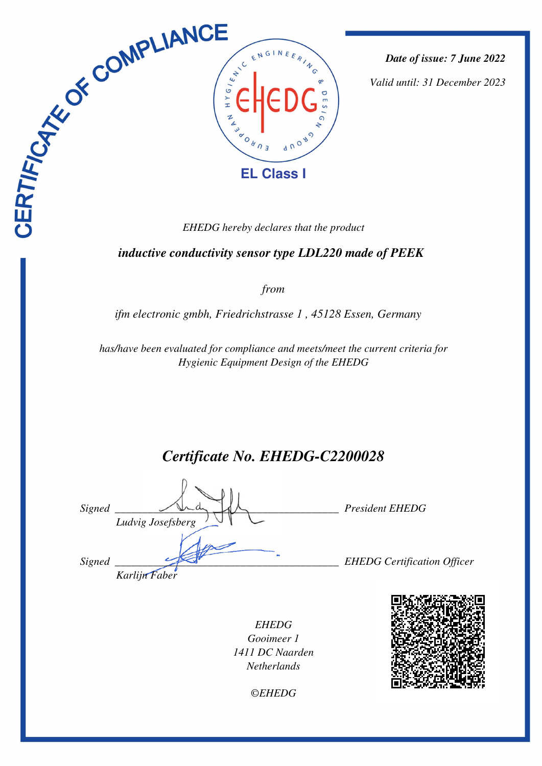# CERTIFICATE OF COMPLIANCE

EUROPEAN HYGIENIC ENGINEERING & DESIGN GROUP

EHEDG

**EL Class I**

***Date of issue: 7 June 2022***

*Valid until: 31 December 2023*

*EHEDG hereby declares that the product*

***inductive conductivity sensor type LDL220 made of PEEK***

*from*

*ifm electronic gmbh, Friedrichstrasse 1 , 45128 Essen, Germany*

*has/have been evaluated for compliance and meets/meet the current criteria for Hygienic Equipment Design of the EHEDG*

## *Certificate No. EHEDG-C2200028*

*Signed* ______________________________ *President EHEDG*
*Ludvig Josefsberg*

*Signed* ______________________________ *EHEDG Certification Officer*
*Karlijn Faber*

*EHEDG*
*Gooimeer 1*
*1411 DC Naarden*
*Netherlands*

*©EHEDG*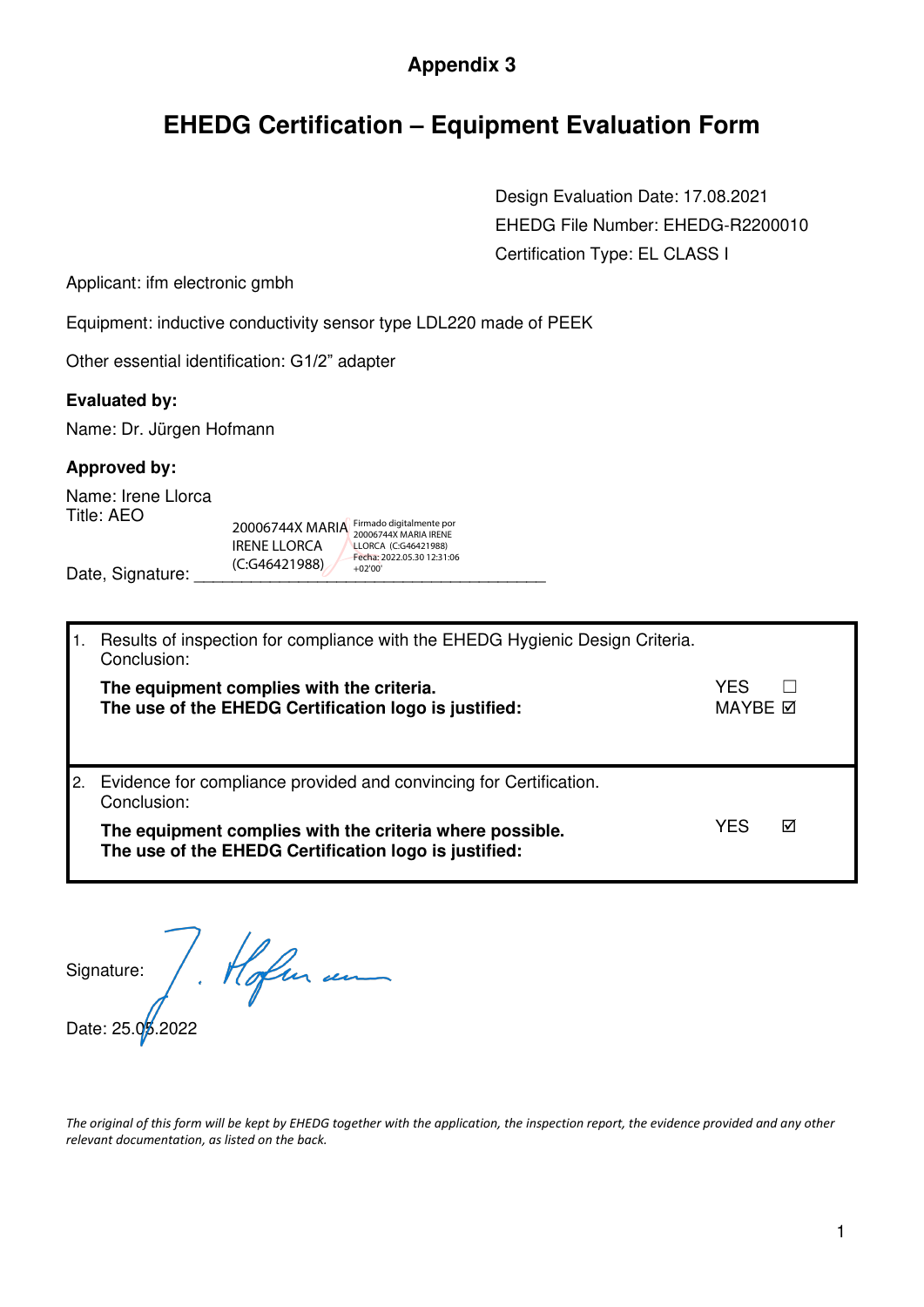# Appendix 3

## EHEDG Certification – Equipment Evaluation Form

Design Evaluation Date: 17.08.2021
EHEDG File Number: EHEDG-R2200010
Certification Type: EL CLASS I

Applicant: ifm electronic gmbh

Equipment: inductive conductivity sensor type LDL220 made of PEEK

Other essential identification: G1/2" adapter

**Evaluated by:**

Name: Dr. Jürgen Hofmann

**Approved by:**

Name: Irene Llorca
Title: AEO

Date, Signature: 20006744X MARIA IRENE LLORCA (C:G46421988) Firmado digitalmente por 20006744X MARIA IRENE LLORCA (C:G46421988) Fecha: 2022.05.30 12:31:06 +02'00'

| | | |
|---|---|---|
| 1. | Results of inspection for compliance with the EHEDG Hygienic Design Criteria. Conclusion:<br>**The equipment complies with the criteria.**<br>**The use of the EHEDG Certification logo is justified:** | YES ☐<br>MAYBE ☑ |
| 2. | Evidence for compliance provided and convincing for Certification. Conclusion:<br>**The equipment complies with the criteria where possible.**<br>**The use of the EHEDG Certification logo is justified:** | YES ☑ |

Signature: J. Hofmann

Date: 25.05.2022

*The original of this form will be kept by EHEDG together with the application, the inspection report, the evidence provided and any other relevant documentation, as listed on the back.*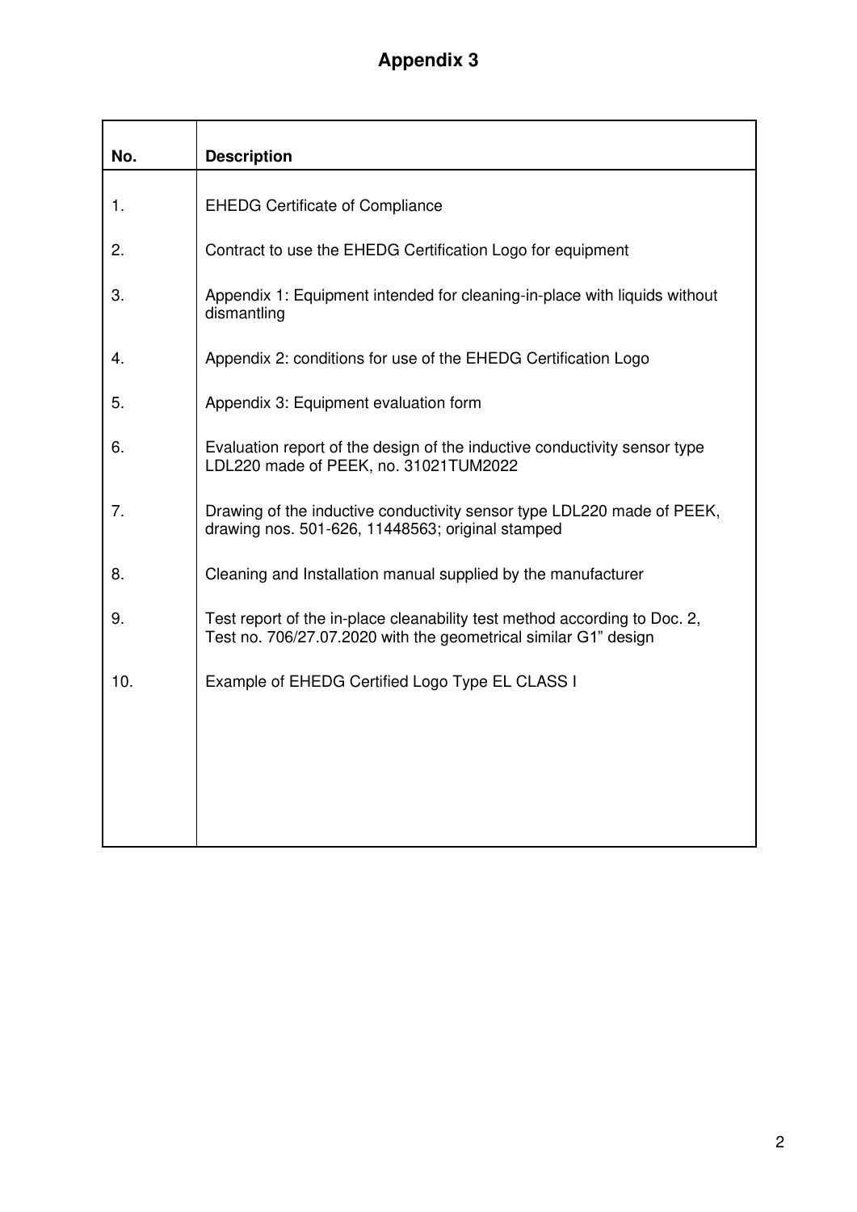# Appendix 3

| No. | Description |
|---|---|
| 1. | EHEDG Certificate of Compliance |
| 2. | Contract to use the EHEDG Certification Logo for equipment |
| 3. | Appendix 1: Equipment intended for cleaning-in-place with liquids without dismantling |
| 4. | Appendix 2: conditions for use of the EHEDG Certification Logo |
| 5. | Appendix 3: Equipment evaluation form |
| 6. | Evaluation report of the design of the inductive conductivity sensor type LDL220 made of PEEK, no. 31021TUM2022 |
| 7. | Drawing of the inductive conductivity sensor type LDL220 made of PEEK, drawing nos. 501-626, 11448563; original stamped |
| 8. | Cleaning and Installation manual supplied by the manufacturer |
| 9. | Test report of the in-place cleanability test method according to Doc. 2, Test no. 706/27.07.2020 with the geometrical similar G1" design |
| 10. | Example of EHEDG Certified Logo Type EL CLASS I |